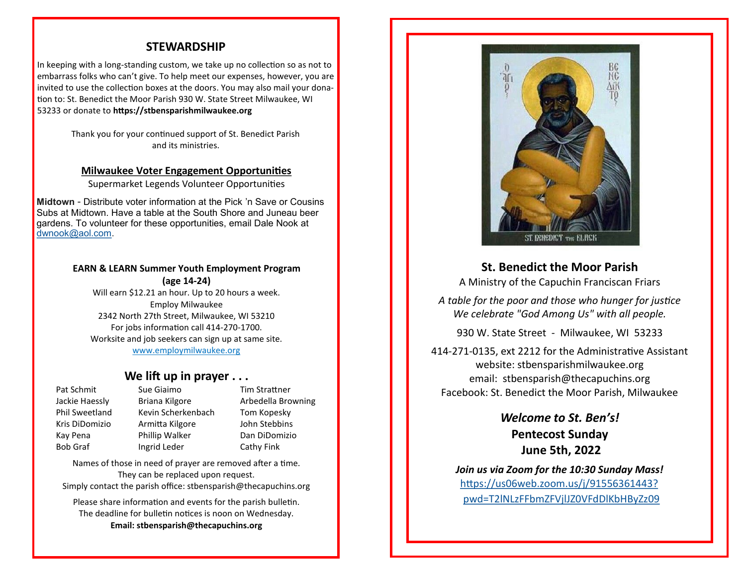## STEWARDSHIP

In keeping with a long-standing custom, we take up no collection so as not to embarrass folks who can't give. To help meet our expenses, however, you are invited to use the collection boxes at the doors. You may also mail your donation to: St. Benedict the Moor Parish 930 W. State Street Milwaukee, WI 53233 or donate to **https://stbensparishmilwaukee.org**

Thank you for your continued support of St. Benedict Parish and its ministries.

### Milwaukee Voter Engagement Opportunities

Supermarket Legends Volunteer Opportunities

**Midtown** - Distribute voter information at the Pick 'n Save or Cousins Subs at Midtown. Have a table at the South Shore and Juneau beer gardens. To volunteer for these opportunities, email Dale Nook at dwnook@aol.com.

**EARN & LEARN Summer Youth Employment Program (age 14-24)**

Will earn $12.21 an hour. Up to 20 hours a week.
Employ Milwaukee
2342 North 27th Street, Milwaukee, WI 53210
For jobs information call 414-270-1700.
Worksite and job seekers can sign up at same site.
www.employmilwaukee.org

## We lift up in prayer . . .

| | | |
|---|---|---|
| Pat Schmit | Sue Giaimo | Tim Strattner |
| Jackie Haessly | Briana Kilgore | Arbedella Browning |
| Phil Sweetland | Kevin Scherkenbach | Tom Kopesky |
| Kris DiDomizio | Armitta Kilgore | John Stebbins |
| Kay Pena | Phillip Walker | Dan DiDomizio |
| Bob Graf | Ingrid Leder | Cathy Fink |

Names of those in need of prayer are removed after a time. They can be replaced upon request. Simply contact the parish office: stbensparish@thecapuchins.org

Please share information and events for the parish bulletin. The deadline for bulletin notices is noon on Wednesday.
**Email: stbensparish@thecapuchins.org**

## St. Benedict the Moor Parish

A Ministry of the Capuchin Franciscan Friars

*A table for the poor and those who hunger for justice*
*We celebrate "God Among Us" with all people.*

930 W. State Street - Milwaukee, WI 53233

414-271-0135, ext 2212 for the Administrative Assistant
website: stbensparishmilwaukee.org
email: stbensparish@thecapuchins.org
Facebook: St. Benedict the Moor Parish, Milwaukee

***Welcome to St. Ben's!***
**Pentecost Sunday**
**June 5th, 2022**

***Join us via Zoom for the 10:30 Sunday Mass!***
https://us06web.zoom.us/j/91556361443?pwd=T2lNLzFFbmZFVjlJZ0VFdDlKbHByZz09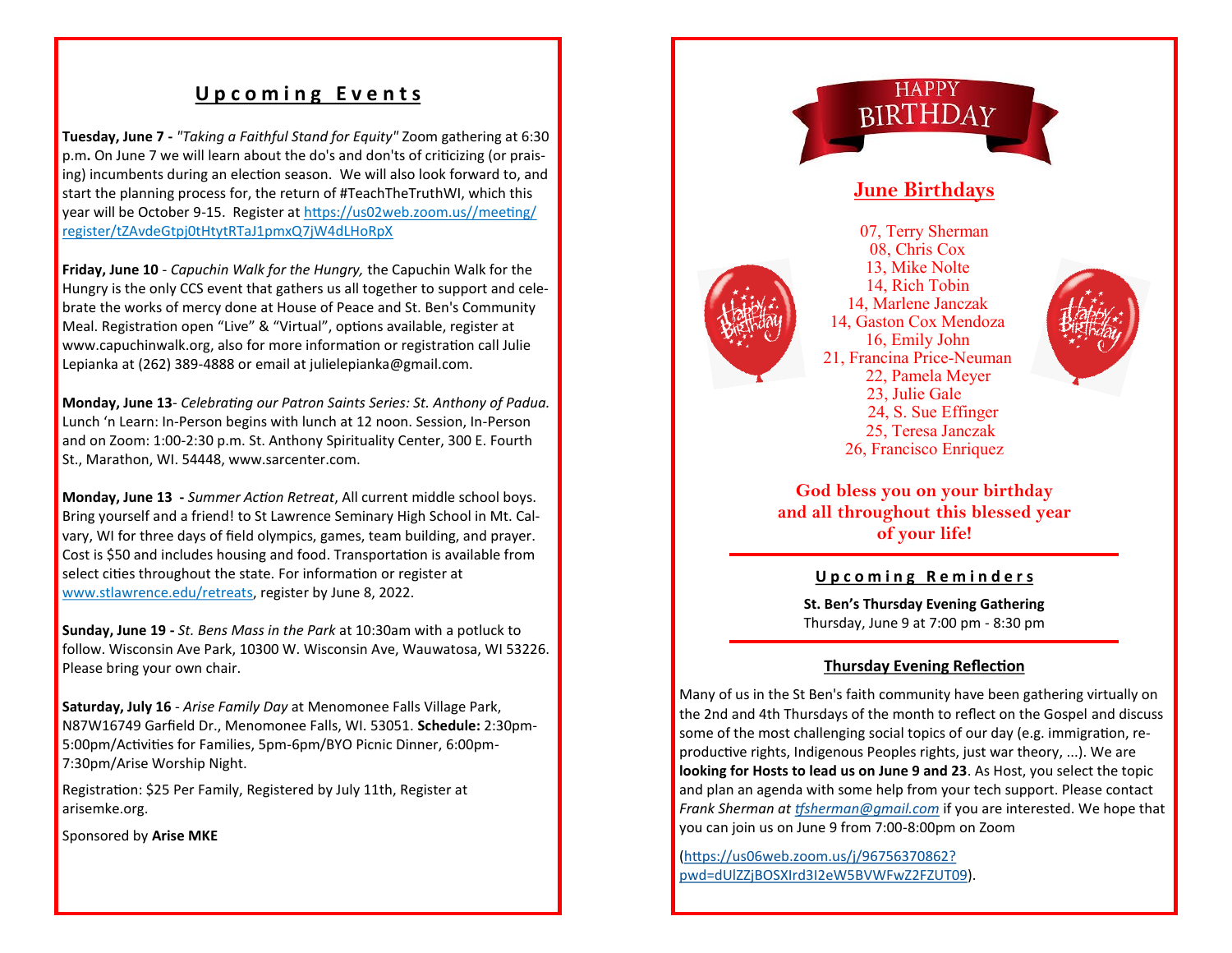## Upcoming Events

**Tuesday, June 7 -** *"Taking a Faithful Stand for Equity"* Zoom gathering at 6:30 p.m**.** On June 7 we will learn about the do's and don'ts of criticizing (or praising) incumbents during an election season. We will also look forward to, and start the planning process for, the return of #TeachTheTruthWI, which this year will be October 9-15. Register at https://us02web.zoom.us//meeting/register/tZAvdeGtpj0tHtytRTaJ1pmxQ7jW4dLHoRpX

**Friday, June 10** - *Capuchin Walk for the Hungry,* the Capuchin Walk for the Hungry is the only CCS event that gathers us all together to support and celebrate the works of mercy done at House of Peace and St. Ben's Community Meal. Registration open "Live" & "Virtual", options available, register at www.capuchinwalk.org, also for more information or registration call Julie Lepianka at (262) 389-4888 or email at julielepianka@gmail.com.

**Monday, June 13**- *Celebrating our Patron Saints Series: St. Anthony of Padua.* Lunch 'n Learn: In-Person begins with lunch at 12 noon. Session, In-Person and on Zoom: 1:00-2:30 p.m. St. Anthony Spirituality Center, 300 E. Fourth St., Marathon, WI. 54448, www.sarcenter.com.

**Monday, June 13 -** *Summer Action Retreat*, All current middle school boys. Bring yourself and a friend! to St Lawrence Seminary High School in Mt. Calvary, WI for three days of field olympics, games, team building, and prayer. Cost is $50 and includes housing and food. Transportation is available from select cities throughout the state. For information or register at www.stlawrence.edu/retreats, register by June 8, 2022.

**Sunday, June 19 -** *St. Bens Mass in the Park* at 10:30am with a potluck to follow. Wisconsin Ave Park, 10300 W. Wisconsin Ave, Wauwatosa, WI 53226. Please bring your own chair.

**Saturday, July 16** - *Arise Family Day* at Menomonee Falls Village Park, N87W16749 Garfield Dr., Menomonee Falls, WI. 53051. **Schedule:** 2:30pm-5:00pm/Activities for Families, 5pm-6pm/BYO Picnic Dinner, 6:00pm-7:30pm/Arise Worship Night.

Registration: $25 Per Family, Registered by July 11th, Register at arisemke.org.

Sponsored by **Arise MKE**

# HAPPY BIRTHDAY

## June Birthdays

07, Terry Sherman
08, Chris Cox
13, Mike Nolte
14, Rich Tobin
14, Marlene Janczak
14, Gaston Cox Mendoza
16, Emily John
21, Francina Price-Neuman
22, Pamela Meyer
23, Julie Gale
24, S. Sue Effinger
25, Teresa Janczak
26, Francisco Enriquez

**God bless you on your birthday and all throughout this blessed year of your life!**

## Upcoming Reminders

**St. Ben's Thursday Evening Gathering**
Thursday, June 9 at 7:00 pm - 8:30 pm

## Thursday Evening Reflection

Many of us in the St Ben's faith community have been gathering virtually on the 2nd and 4th Thursdays of the month to reflect on the Gospel and discuss some of the most challenging social topics of our day (e.g. immigration, reproductive rights, Indigenous Peoples rights, just war theory, ...). We are **looking for Hosts to lead us on June 9 and 23**. As Host, you select the topic and plan an agenda with some help from your tech support. Please contact *Frank Sherman at tfsherman@gmail.com* if you are interested. We hope that you can join us on June 9 from 7:00-8:00pm on Zoom

(https://us06web.zoom.us/j/96756370862?pwd=dUlZZjBOSXIrd3I2eW5BVWFwZ2FZUT09).